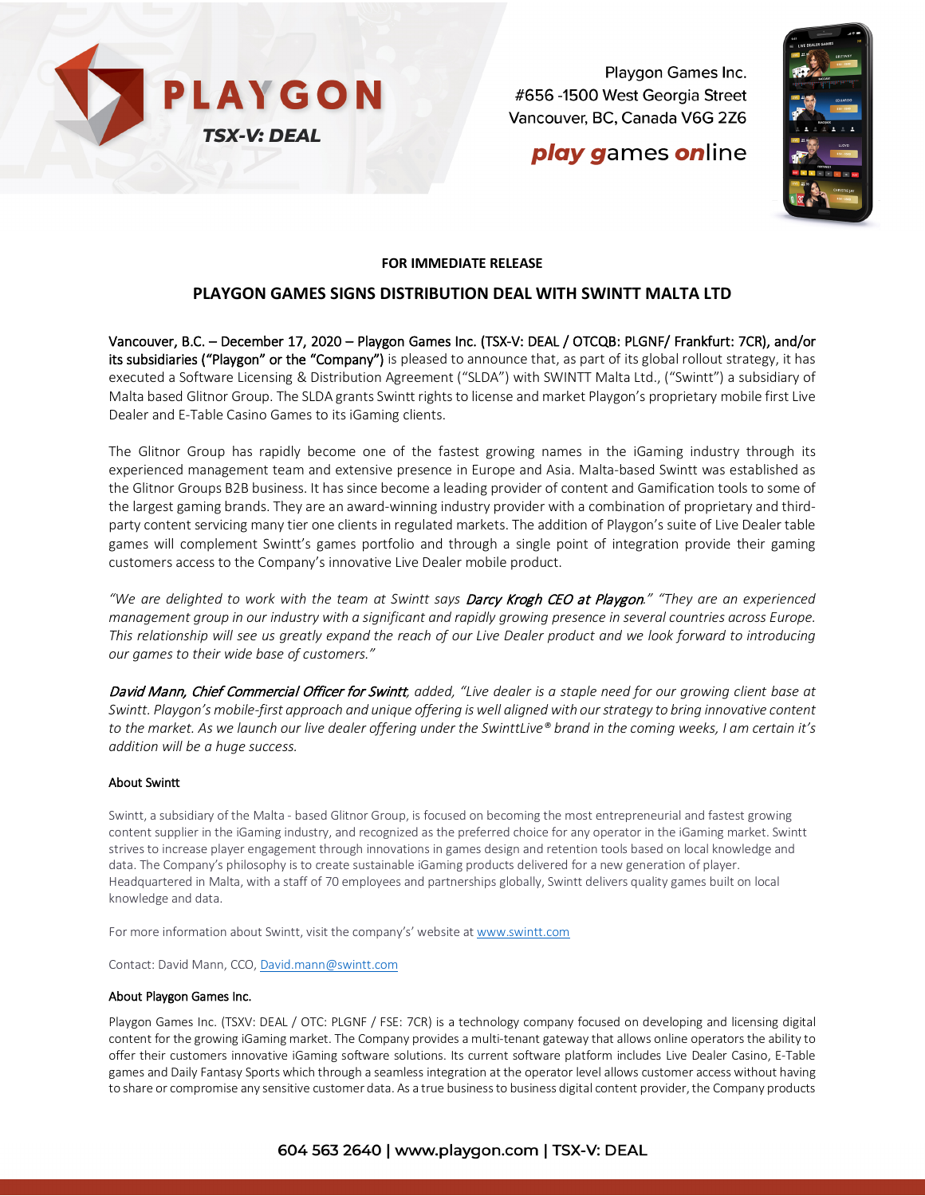PLAYGON

TSX-V: DEAL

Playgon Games Inc.
#656 -1500 West Georgia Street
Vancouver, BC, Canada V6G 2Z6

**play games online**

**FOR IMMEDIATE RELEASE**

## PLAYGON GAMES SIGNS DISTRIBUTION DEAL WITH SWINTT MALTA LTD

Vancouver, B.C. – December 17, 2020 – Playgon Games Inc. (TSX-V: DEAL / OTCQB: PLGNF/ Frankfurt: 7CR), and/or its subsidiaries ("Playgon" or the "Company") is pleased to announce that, as part of its global rollout strategy, it has executed a Software Licensing & Distribution Agreement ("SLDA") with SWINTT Malta Ltd., ("Swintt") a subsidiary of Malta based Glitnor Group. The SLDA grants Swintt rights to license and market Playgon's proprietary mobile first Live Dealer and E-Table Casino Games to its iGaming clients.

The Glitnor Group has rapidly become one of the fastest growing names in the iGaming industry through its experienced management team and extensive presence in Europe and Asia. Malta-based Swintt was established as the Glitnor Groups B2B business. It has since become a leading provider of content and Gamification tools to some of the largest gaming brands. They are an award-winning industry provider with a combination of proprietary and third-party content servicing many tier one clients in regulated markets. The addition of Playgon's suite of Live Dealer table games will complement Swintt's games portfolio and through a single point of integration provide their gaming customers access to the Company's innovative Live Dealer mobile product.

*"We are delighted to work with the team at Swintt says **Darcy Krogh CEO at Playgon**." "They are an experienced management group in our industry with a significant and rapidly growing presence in several countries across Europe. This relationship will see us greatly expand the reach of our Live Dealer product and we look forward to introducing our games to their wide base of customers."*

***David Mann, Chief Commercial Officer for Swintt***, *added, "Live dealer is a staple need for our growing client base at Swintt. Playgon's mobile-first approach and unique offering is well aligned with our strategy to bring innovative content to the market. As we launch our live dealer offering under the SwinttLive® brand in the coming weeks, I am certain it's addition will be a huge success.*

### About Swintt

Swintt, a subsidiary of the Malta - based Glitnor Group, is focused on becoming the most entrepreneurial and fastest growing content supplier in the iGaming industry, and recognized as the preferred choice for any operator in the iGaming market. Swintt strives to increase player engagement through innovations in games design and retention tools based on local knowledge and data. The Company's philosophy is to create sustainable iGaming products delivered for a new generation of player. Headquartered in Malta, with a staff of 70 employees and partnerships globally, Swintt delivers quality games built on local knowledge and data.

For more information about Swintt, visit the company's' website at www.swintt.com

Contact: David Mann, CCO, David.mann@swintt.com

### About Playgon Games Inc.

Playgon Games Inc. (TSXV: DEAL / OTC: PLGNF / FSE: 7CR) is a technology company focused on developing and licensing digital content for the growing iGaming market. The Company provides a multi-tenant gateway that allows online operators the ability to offer their customers innovative iGaming software solutions. Its current software platform includes Live Dealer Casino, E-Table games and Daily Fantasy Sports which through a seamless integration at the operator level allows customer access without having to share or compromise any sensitive customer data. As a true business to business digital content provider, the Company products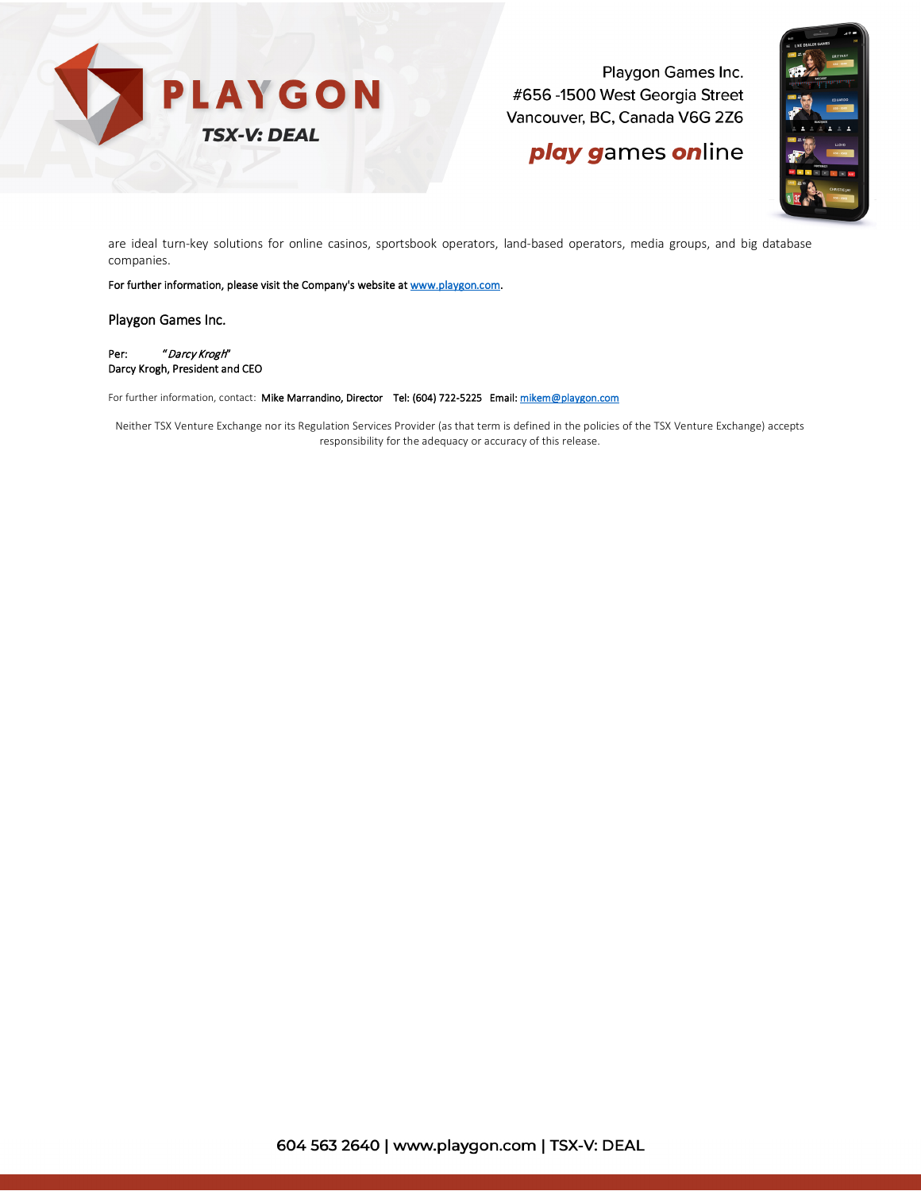are ideal turn-key solutions for online casinos, sportsbook operators, land-based operators, media groups, and big database companies.

**For further information, please visit the Company's website at www.playgon.com.**

Playgon Games Inc.

Per: *"Darcy Krogh"*
Darcy Krogh, President and CEO

For further information, contact: **Mike Marrandino, Director Tel: (604) 722-5225 Email: mikem@playgon.com**

Neither TSX Venture Exchange nor its Regulation Services Provider (as that term is defined in the policies of the TSX Venture Exchange) accepts responsibility for the adequacy or accuracy of this release.